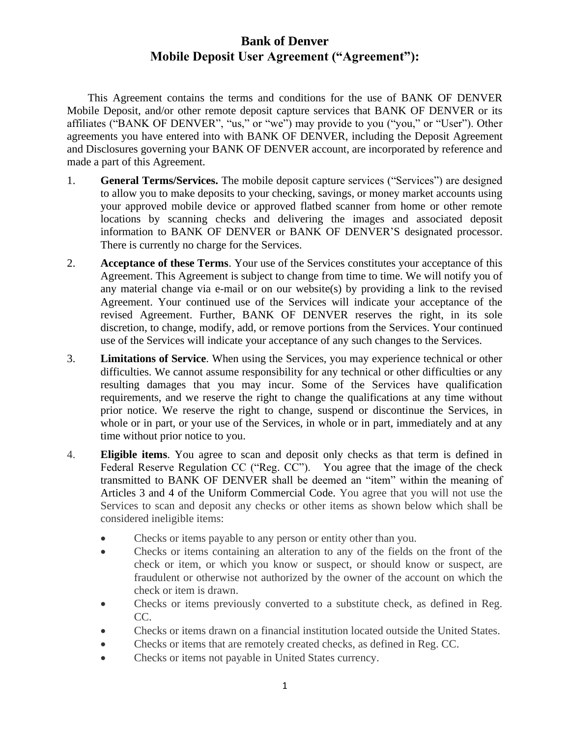# Bank of Denver
## Mobile Deposit User Agreement ("Agreement"):

This Agreement contains the terms and conditions for the use of BANK OF DENVER Mobile Deposit, and/or other remote deposit capture services that BANK OF DENVER or its affiliates ("BANK OF DENVER", "us," or "we") may provide to you ("you," or "User"). Other agreements you have entered into with BANK OF DENVER, including the Deposit Agreement and Disclosures governing your BANK OF DENVER account, are incorporated by reference and made a part of this Agreement.

1. **General Terms/Services.** The mobile deposit capture services ("Services") are designed to allow you to make deposits to your checking, savings, or money market accounts using your approved mobile device or approved flatbed scanner from home or other remote locations by scanning checks and delivering the images and associated deposit information to BANK OF DENVER or BANK OF DENVER'S designated processor. There is currently no charge for the Services.

2. **Acceptance of these Terms**. Your use of the Services constitutes your acceptance of this Agreement. This Agreement is subject to change from time to time. We will notify you of any material change via e-mail or on our website(s) by providing a link to the revised Agreement. Your continued use of the Services will indicate your acceptance of the revised Agreement. Further, BANK OF DENVER reserves the right, in its sole discretion, to change, modify, add, or remove portions from the Services. Your continued use of the Services will indicate your acceptance of any such changes to the Services.

3. **Limitations of Service**. When using the Services, you may experience technical or other difficulties. We cannot assume responsibility for any technical or other difficulties or any resulting damages that you may incur. Some of the Services have qualification requirements, and we reserve the right to change the qualifications at any time without prior notice. We reserve the right to change, suspend or discontinue the Services, in whole or in part, or your use of the Services, in whole or in part, immediately and at any time without prior notice to you.

4. **Eligible items**. You agree to scan and deposit only checks as that term is defined in Federal Reserve Regulation CC ("Reg. CC"). You agree that the image of the check transmitted to BANK OF DENVER shall be deemed an "item" within the meaning of Articles 3 and 4 of the Uniform Commercial Code. You agree that you will not use the Services to scan and deposit any checks or other items as shown below which shall be considered ineligible items:

   - Checks or items payable to any person or entity other than you.
   - Checks or items containing an alteration to any of the fields on the front of the check or item, or which you know or suspect, or should know or suspect, are fraudulent or otherwise not authorized by the owner of the account on which the check or item is drawn.
   - Checks or items previously converted to a substitute check, as defined in Reg. CC.
   - Checks or items drawn on a financial institution located outside the United States.
   - Checks or items that are remotely created checks, as defined in Reg. CC.
   - Checks or items not payable in United States currency.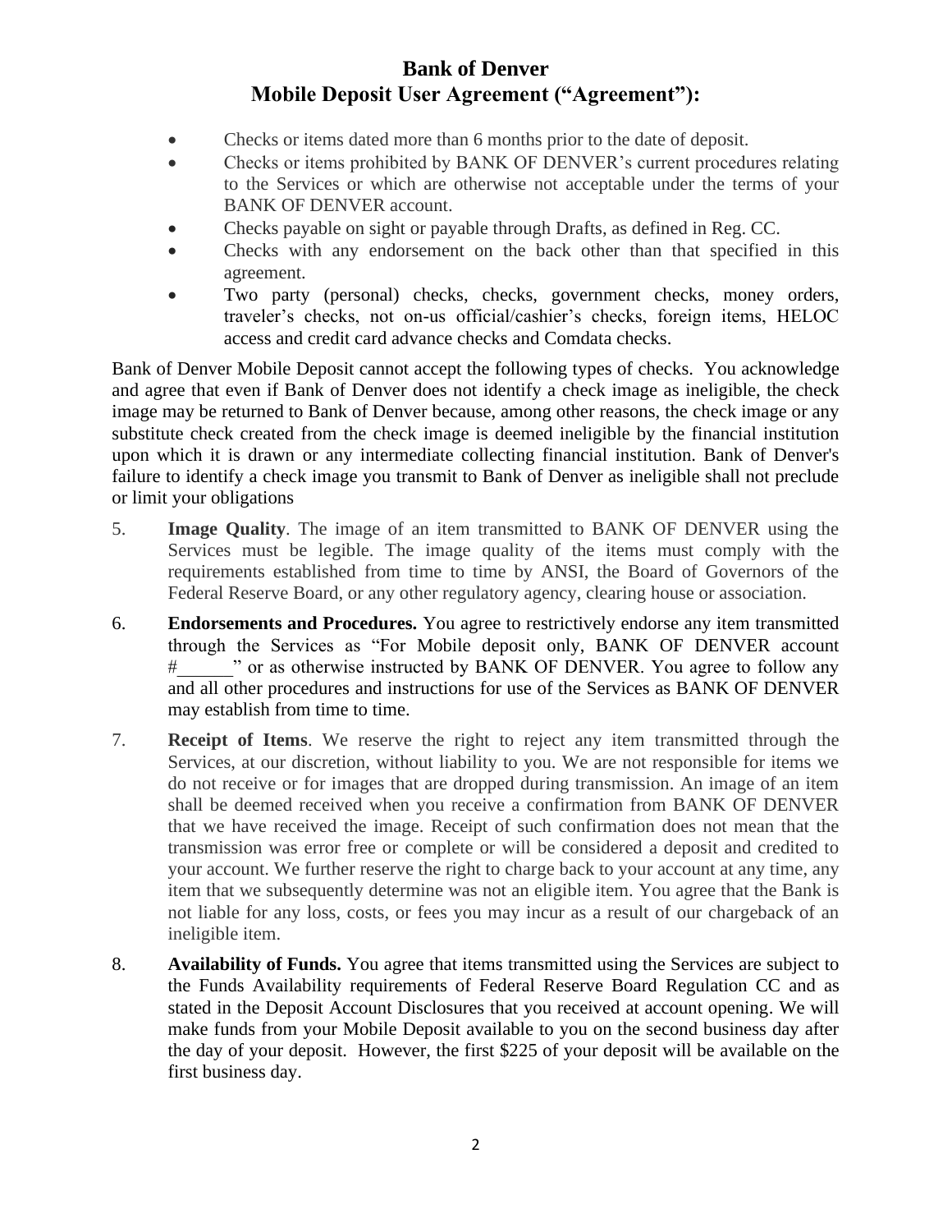# Bank of Denver
# Mobile Deposit User Agreement ("Agreement"):

- Checks or items dated more than 6 months prior to the date of deposit.
- Checks or items prohibited by BANK OF DENVER's current procedures relating to the Services or which are otherwise not acceptable under the terms of your BANK OF DENVER account.
- Checks payable on sight or payable through Drafts, as defined in Reg. CC.
- Checks with any endorsement on the back other than that specified in this agreement.
- Two party (personal) checks, checks, government checks, money orders, traveler's checks, not on-us official/cashier's checks, foreign items, HELOC access and credit card advance checks and Comdata checks.

Bank of Denver Mobile Deposit cannot accept the following types of checks. You acknowledge and agree that even if Bank of Denver does not identify a check image as ineligible, the check image may be returned to Bank of Denver because, among other reasons, the check image or any substitute check created from the check image is deemed ineligible by the financial institution upon which it is drawn or any intermediate collecting financial institution. Bank of Denver's failure to identify a check image you transmit to Bank of Denver as ineligible shall not preclude or limit your obligations

5. **Image Quality**. The image of an item transmitted to BANK OF DENVER using the Services must be legible. The image quality of the items must comply with the requirements established from time to time by ANSI, the Board of Governors of the Federal Reserve Board, or any other regulatory agency, clearing house or association.

6. **Endorsements and Procedures.** You agree to restrictively endorse any item transmitted through the Services as "For Mobile deposit only, BANK OF DENVER account #______" or as otherwise instructed by BANK OF DENVER. You agree to follow any and all other procedures and instructions for use of the Services as BANK OF DENVER may establish from time to time.

7. **Receipt of Items**. We reserve the right to reject any item transmitted through the Services, at our discretion, without liability to you. We are not responsible for items we do not receive or for images that are dropped during transmission. An image of an item shall be deemed received when you receive a confirmation from BANK OF DENVER that we have received the image. Receipt of such confirmation does not mean that the transmission was error free or complete or will be considered a deposit and credited to your account. We further reserve the right to charge back to your account at any time, any item that we subsequently determine was not an eligible item. You agree that the Bank is not liable for any loss, costs, or fees you may incur as a result of our chargeback of an ineligible item.

8. **Availability of Funds.** You agree that items transmitted using the Services are subject to the Funds Availability requirements of Federal Reserve Board Regulation CC and as stated in the Deposit Account Disclosures that you received at account opening. We will make funds from your Mobile Deposit available to you on the second business day after the day of your deposit. However, the first $225 of your deposit will be available on the first business day.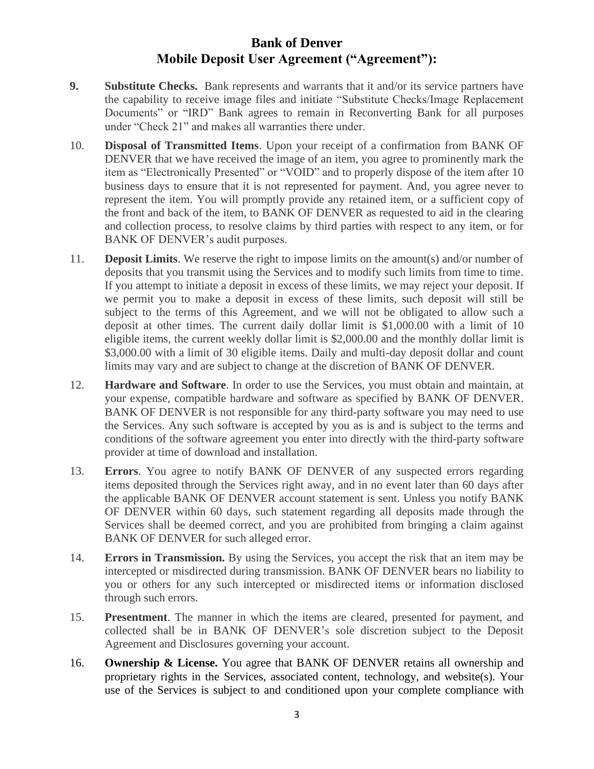# Bank of Denver
# Mobile Deposit User Agreement ("Agreement"):

**9. Substitute Checks.** Bank represents and warrants that it and/or its service partners have the capability to receive image files and initiate "Substitute Checks/Image Replacement Documents" or "IRD" Bank agrees to remain in Reconverting Bank for all purposes under "Check 21" and makes all warranties there under.

10. **Disposal of Transmitted Items**. Upon your receipt of a confirmation from BANK OF DENVER that we have received the image of an item, you agree to prominently mark the item as "Electronically Presented" or "VOID" and to properly dispose of the item after 10 business days to ensure that it is not represented for payment. And, you agree never to represent the item. You will promptly provide any retained item, or a sufficient copy of the front and back of the item, to BANK OF DENVER as requested to aid in the clearing and collection process, to resolve claims by third parties with respect to any item, or for BANK OF DENVER's audit purposes.

11. **Deposit Limits**. We reserve the right to impose limits on the amount(s) and/or number of deposits that you transmit using the Services and to modify such limits from time to time. If you attempt to initiate a deposit in excess of these limits, we may reject your deposit. If we permit you to make a deposit in excess of these limits, such deposit will still be subject to the terms of this Agreement, and we will not be obligated to allow such a deposit at other times. The current daily dollar limit is $1,000.00 with a limit of 10 eligible items, the current weekly dollar limit is $2,000.00 and the monthly dollar limit is $3,000.00 with a limit of 30 eligible items. Daily and multi-day deposit dollar and count limits may vary and are subject to change at the discretion of BANK OF DENVER.

12. **Hardware and Software**. In order to use the Services, you must obtain and maintain, at your expense, compatible hardware and software as specified by BANK OF DENVER. BANK OF DENVER is not responsible for any third-party software you may need to use the Services. Any such software is accepted by you as is and is subject to the terms and conditions of the software agreement you enter into directly with the third-party software provider at time of download and installation.

13. **Errors**. You agree to notify BANK OF DENVER of any suspected errors regarding items deposited through the Services right away, and in no event later than 60 days after the applicable BANK OF DENVER account statement is sent. Unless you notify BANK OF DENVER within 60 days, such statement regarding all deposits made through the Services shall be deemed correct, and you are prohibited from bringing a claim against BANK OF DENVER for such alleged error.

14. **Errors in Transmission.** By using the Services, you accept the risk that an item may be intercepted or misdirected during transmission. BANK OF DENVER bears no liability to you or others for any such intercepted or misdirected items or information disclosed through such errors.

15. **Presentment**. The manner in which the items are cleared, presented for payment, and collected shall be in BANK OF DENVER's sole discretion subject to the Deposit Agreement and Disclosures governing your account.

16. **Ownership & License.** You agree that BANK OF DENVER retains all ownership and proprietary rights in the Services, associated content, technology, and website(s). Your use of the Services is subject to and conditioned upon your complete compliance with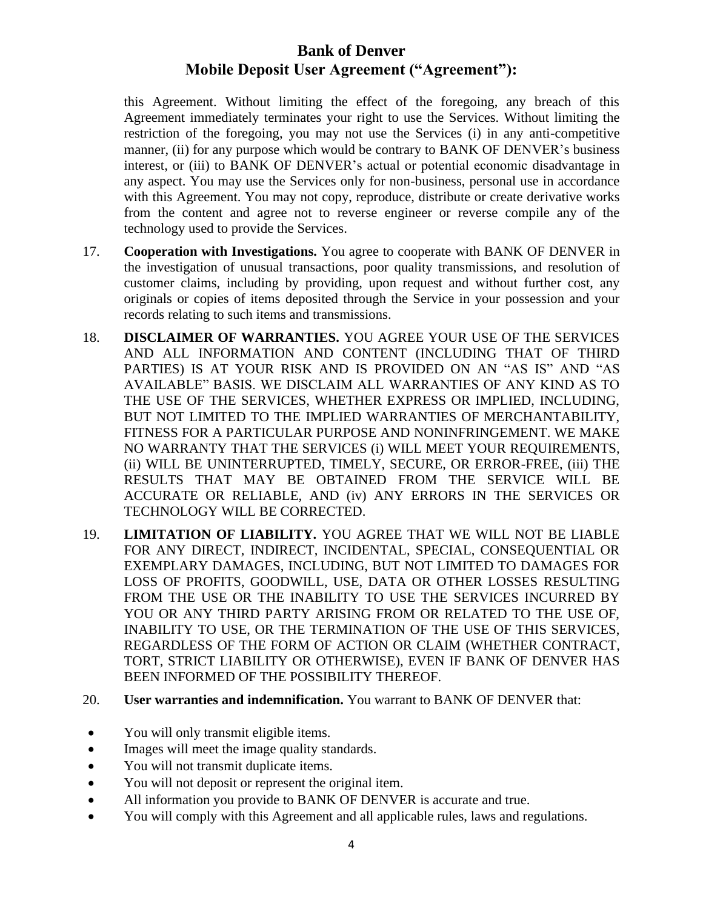this Agreement. Without limiting the effect of the foregoing, any breach of this Agreement immediately terminates your right to use the Services. Without limiting the restriction of the foregoing, you may not use the Services (i) in any anti-competitive manner, (ii) for any purpose which would be contrary to BANK OF DENVER's business interest, or (iii) to BANK OF DENVER's actual or potential economic disadvantage in any aspect. You may use the Services only for non-business, personal use in accordance with this Agreement. You may not copy, reproduce, distribute or create derivative works from the content and agree not to reverse engineer or reverse compile any of the technology used to provide the Services.

17. **Cooperation with Investigations.** You agree to cooperate with BANK OF DENVER in the investigation of unusual transactions, poor quality transmissions, and resolution of customer claims, including by providing, upon request and without further cost, any originals or copies of items deposited through the Service in your possession and your records relating to such items and transmissions.

18. **DISCLAIMER OF WARRANTIES.** YOU AGREE YOUR USE OF THE SERVICES AND ALL INFORMATION AND CONTENT (INCLUDING THAT OF THIRD PARTIES) IS AT YOUR RISK AND IS PROVIDED ON AN "AS IS" AND "AS AVAILABLE" BASIS. WE DISCLAIM ALL WARRANTIES OF ANY KIND AS TO THE USE OF THE SERVICES, WHETHER EXPRESS OR IMPLIED, INCLUDING, BUT NOT LIMITED TO THE IMPLIED WARRANTIES OF MERCHANTABILITY, FITNESS FOR A PARTICULAR PURPOSE AND NONINFRINGEMENT. WE MAKE NO WARRANTY THAT THE SERVICES (i) WILL MEET YOUR REQUIREMENTS, (ii) WILL BE UNINTERRUPTED, TIMELY, SECURE, OR ERROR-FREE, (iii) THE RESULTS THAT MAY BE OBTAINED FROM THE SERVICE WILL BE ACCURATE OR RELIABLE, AND (iv) ANY ERRORS IN THE SERVICES OR TECHNOLOGY WILL BE CORRECTED.

19. **LIMITATION OF LIABILITY.** YOU AGREE THAT WE WILL NOT BE LIABLE FOR ANY DIRECT, INDIRECT, INCIDENTAL, SPECIAL, CONSEQUENTIAL OR EXEMPLARY DAMAGES, INCLUDING, BUT NOT LIMITED TO DAMAGES FOR LOSS OF PROFITS, GOODWILL, USE, DATA OR OTHER LOSSES RESULTING FROM THE USE OR THE INABILITY TO USE THE SERVICES INCURRED BY YOU OR ANY THIRD PARTY ARISING FROM OR RELATED TO THE USE OF, INABILITY TO USE, OR THE TERMINATION OF THE USE OF THIS SERVICES, REGARDLESS OF THE FORM OF ACTION OR CLAIM (WHETHER CONTRACT, TORT, STRICT LIABILITY OR OTHERWISE), EVEN IF BANK OF DENVER HAS BEEN INFORMED OF THE POSSIBILITY THEREOF.

20. **User warranties and indemnification.** You warrant to BANK OF DENVER that:

- You will only transmit eligible items.
- Images will meet the image quality standards.
- You will not transmit duplicate items.
- You will not deposit or represent the original item.
- All information you provide to BANK OF DENVER is accurate and true.
- You will comply with this Agreement and all applicable rules, laws and regulations.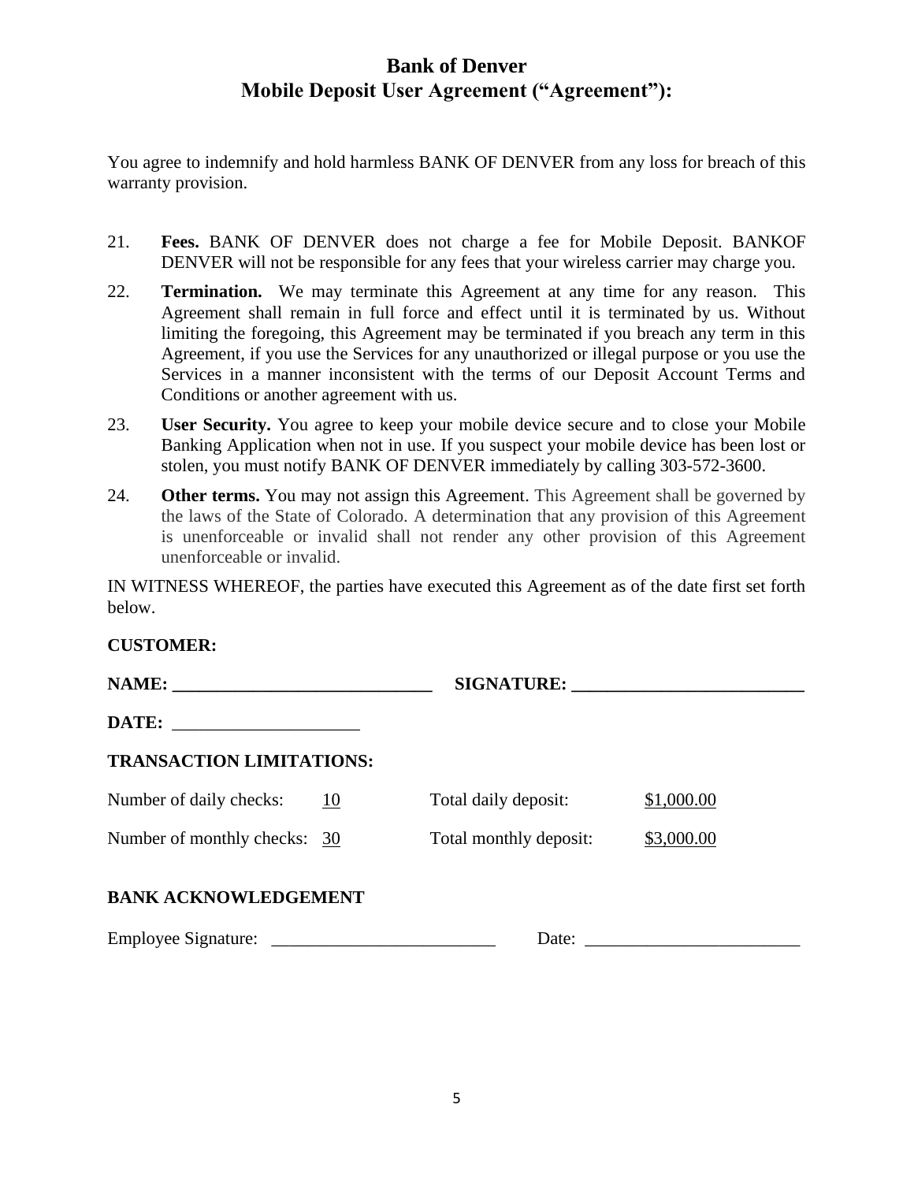# Bank of Denver
# Mobile Deposit User Agreement ("Agreement"):

You agree to indemnify and hold harmless BANK OF DENVER from any loss for breach of this warranty provision.

21. **Fees.** BANK OF DENVER does not charge a fee for Mobile Deposit. BANKOF DENVER will not be responsible for any fees that your wireless carrier may charge you.

22. **Termination.** We may terminate this Agreement at any time for any reason. This Agreement shall remain in full force and effect until it is terminated by us. Without limiting the foregoing, this Agreement may be terminated if you breach any term in this Agreement, if you use the Services for any unauthorized or illegal purpose or you use the Services in a manner inconsistent with the terms of our Deposit Account Terms and Conditions or another agreement with us.

23. **User Security.** You agree to keep your mobile device secure and to close your Mobile Banking Application when not in use. If you suspect your mobile device has been lost or stolen, you must notify BANK OF DENVER immediately by calling 303-572-3600.

24. **Other terms.** You may not assign this Agreement. This Agreement shall be governed by the laws of the State of Colorado. A determination that any provision of this Agreement is unenforceable or invalid shall not render any other provision of this Agreement unenforceable or invalid.

IN WITNESS WHEREOF, the parties have executed this Agreement as of the date first set forth below.

**CUSTOMER:**

**NAME:** ______________________________ **SIGNATURE:** ___________________________

**DATE:** _____________________

**TRANSACTION LIMITATIONS:**

| | | | |
|---|---|---|---|
| Number of daily checks: | 10 | Total daily deposit: | $1,000.00 |
| Number of monthly checks: | 30 | Total monthly deposit: | $3,000.00 |

**BANK ACKNOWLEDGEMENT**

Employee Signature: _________________________ Date: ________________________